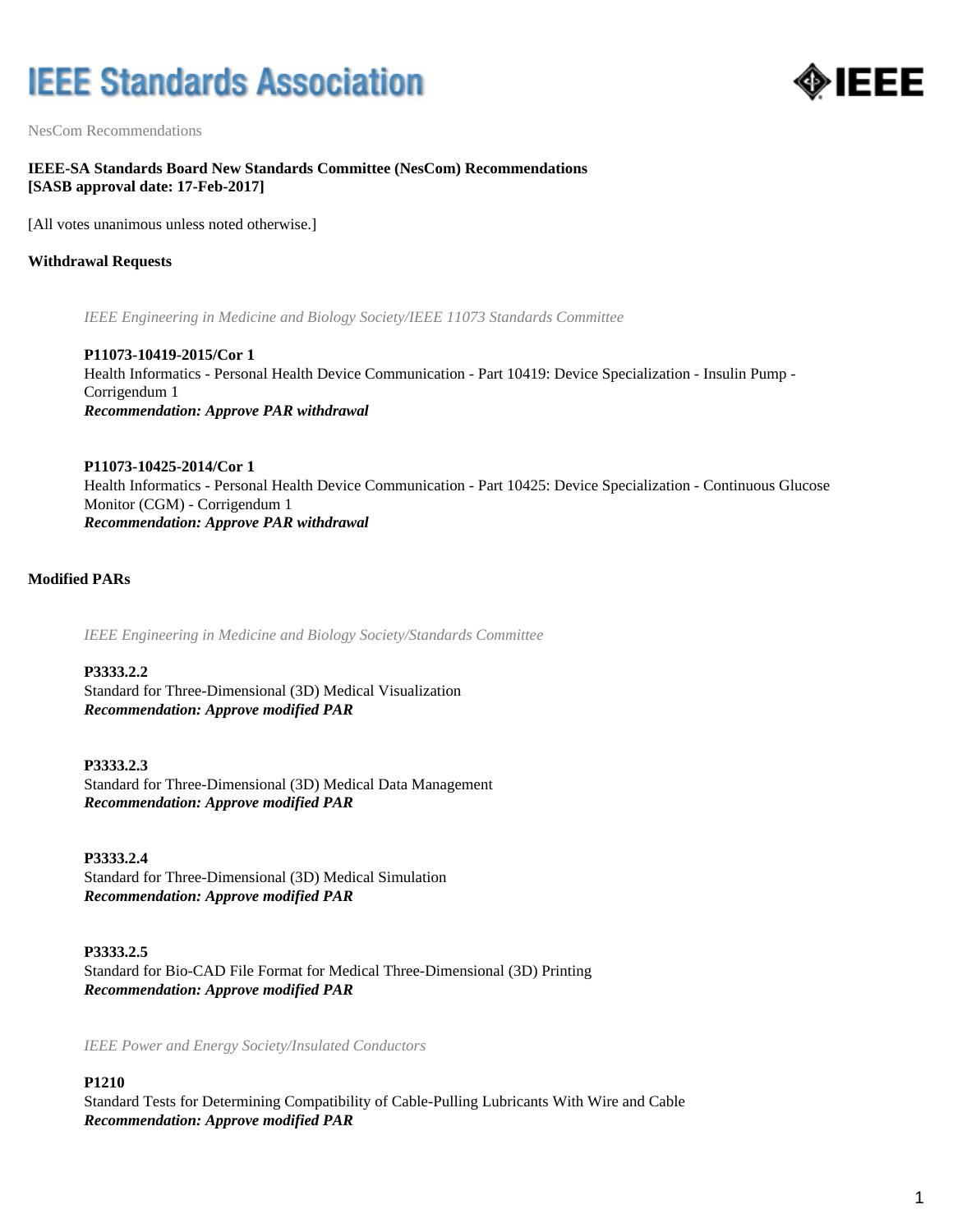# IEEE Standards Association

NesCom Recommendations

**IEEE-SA Standards Board New Standards Committee (NesCom) Recommendations**
**[SASB approval date: 17-Feb-2017]**

[All votes unanimous unless noted otherwise.]

## Withdrawal Requests

*IEEE Engineering in Medicine and Biology Society/IEEE 11073 Standards Committee*

**P11073-10419-2015/Cor 1**
Health Informatics - Personal Health Device Communication - Part 10419: Device Specialization - Insulin Pump - Corrigendum 1
***Recommendation: Approve PAR withdrawal***

**P11073-10425-2014/Cor 1**
Health Informatics - Personal Health Device Communication - Part 10425: Device Specialization - Continuous Glucose Monitor (CGM) - Corrigendum 1
***Recommendation: Approve PAR withdrawal***

## Modified PARs

*IEEE Engineering in Medicine and Biology Society/Standards Committee*

**P3333.2.2**
Standard for Three-Dimensional (3D) Medical Visualization
***Recommendation: Approve modified PAR***

**P3333.2.3**
Standard for Three-Dimensional (3D) Medical Data Management
***Recommendation: Approve modified PAR***

**P3333.2.4**
Standard for Three-Dimensional (3D) Medical Simulation
***Recommendation: Approve modified PAR***

**P3333.2.5**
Standard for Bio-CAD File Format for Medical Three-Dimensional (3D) Printing
***Recommendation: Approve modified PAR***

*IEEE Power and Energy Society/Insulated Conductors*

**P1210**
Standard Tests for Determining Compatibility of Cable-Pulling Lubricants With Wire and Cable
***Recommendation: Approve modified PAR***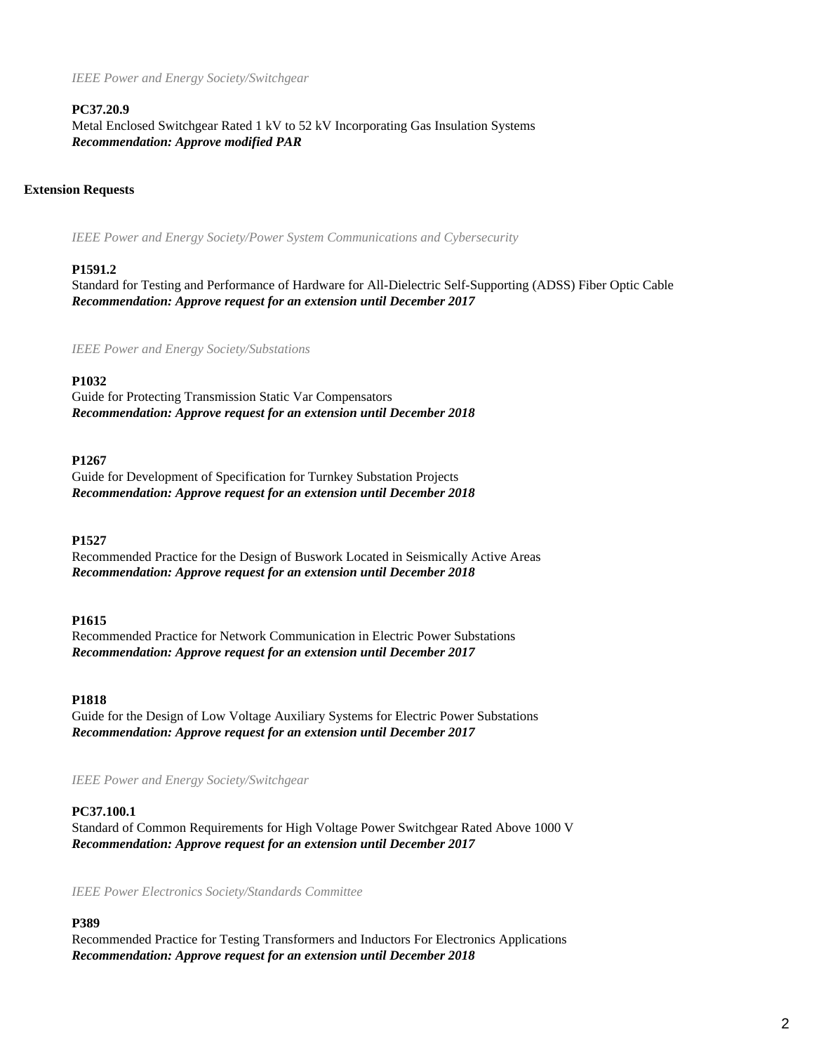*IEEE Power and Energy Society/Switchgear*

**PC37.20.9**
Metal Enclosed Switchgear Rated 1 kV to 52 kV Incorporating Gas Insulation Systems
***Recommendation: Approve modified PAR***

**Extension Requests**

*IEEE Power and Energy Society/Power System Communications and Cybersecurity*

**P1591.2**
Standard for Testing and Performance of Hardware for All-Dielectric Self-Supporting (ADSS) Fiber Optic Cable
***Recommendation: Approve request for an extension until December 2017***

*IEEE Power and Energy Society/Substations*

**P1032**
Guide for Protecting Transmission Static Var Compensators
***Recommendation: Approve request for an extension until December 2018***

**P1267**
Guide for Development of Specification for Turnkey Substation Projects
***Recommendation: Approve request for an extension until December 2018***

**P1527**
Recommended Practice for the Design of Buswork Located in Seismically Active Areas
***Recommendation: Approve request for an extension until December 2018***

**P1615**
Recommended Practice for Network Communication in Electric Power Substations
***Recommendation: Approve request for an extension until December 2017***

**P1818**
Guide for the Design of Low Voltage Auxiliary Systems for Electric Power Substations
***Recommendation: Approve request for an extension until December 2017***

*IEEE Power and Energy Society/Switchgear*

**PC37.100.1**
Standard of Common Requirements for High Voltage Power Switchgear Rated Above 1000 V
***Recommendation: Approve request for an extension until December 2017***

*IEEE Power Electronics Society/Standards Committee*

**P389**
Recommended Practice for Testing Transformers and Inductors For Electronics Applications
***Recommendation: Approve request for an extension until December 2018***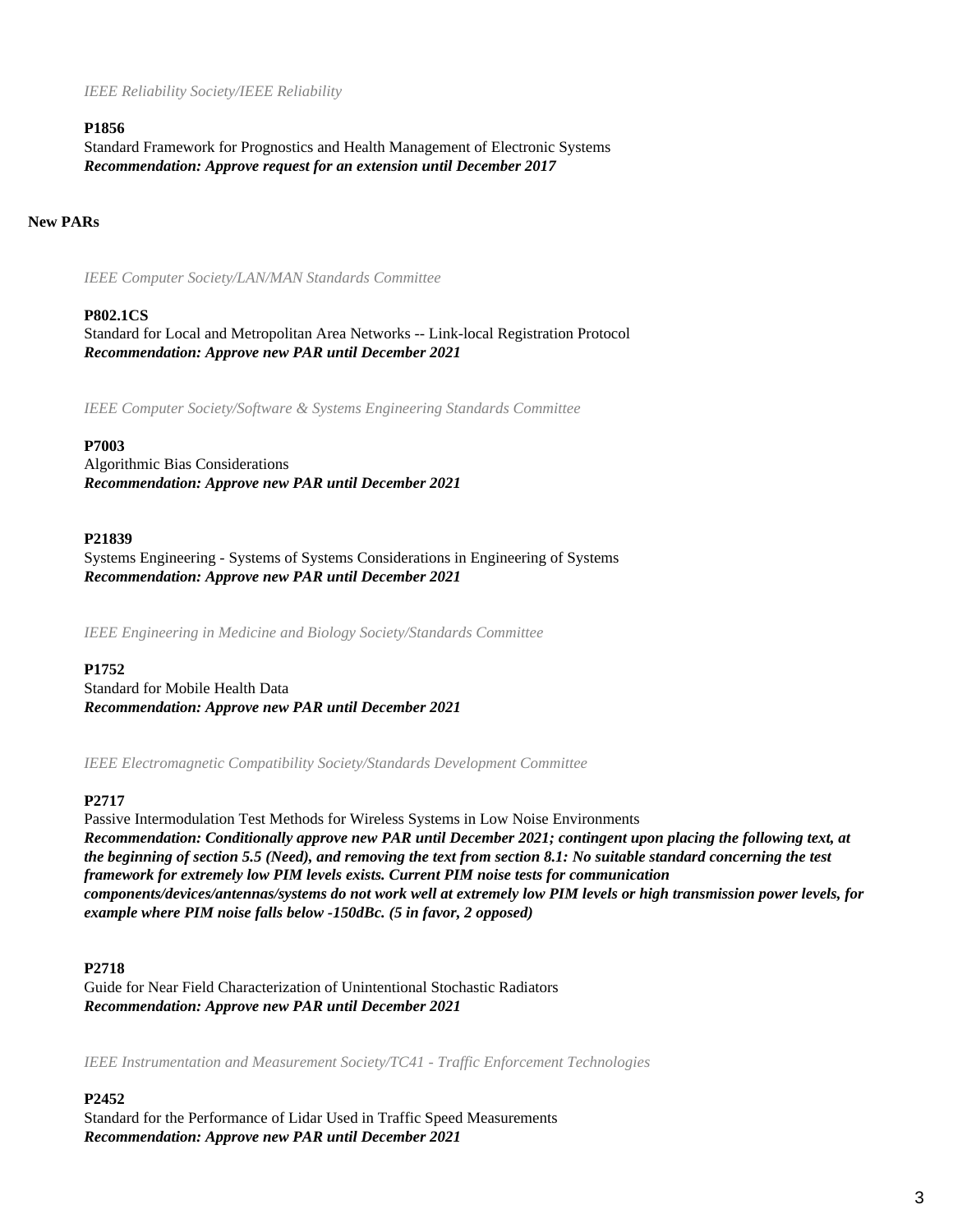*IEEE Reliability Society/IEEE Reliability*

**P1856**
Standard Framework for Prognostics and Health Management of Electronic Systems
***Recommendation: Approve request for an extension until December 2017***

**New PARs**

*IEEE Computer Society/LAN/MAN Standards Committee*

**P802.1CS**
Standard for Local and Metropolitan Area Networks -- Link-local Registration Protocol
***Recommendation: Approve new PAR until December 2021***

*IEEE Computer Society/Software & Systems Engineering Standards Committee*

**P7003**
Algorithmic Bias Considerations
***Recommendation: Approve new PAR until December 2021***

**P21839**
Systems Engineering - Systems of Systems Considerations in Engineering of Systems
***Recommendation: Approve new PAR until December 2021***

*IEEE Engineering in Medicine and Biology Society/Standards Committee*

**P1752**
Standard for Mobile Health Data
***Recommendation: Approve new PAR until December 2021***

*IEEE Electromagnetic Compatibility Society/Standards Development Committee*

**P2717**
Passive Intermodulation Test Methods for Wireless Systems in Low Noise Environments
***Recommendation: Conditionally approve new PAR until December 2021; contingent upon placing the following text, at the beginning of section 5.5 (Need), and removing the text from section 8.1: No suitable standard concerning the test framework for extremely low PIM levels exists. Current PIM noise tests for communication components/devices/antennas/systems do not work well at extremely low PIM levels or high transmission power levels, for example where PIM noise falls below -150dBc. (5 in favor, 2 opposed)***

**P2718**
Guide for Near Field Characterization of Unintentional Stochastic Radiators
***Recommendation: Approve new PAR until December 2021***

*IEEE Instrumentation and Measurement Society/TC41 - Traffic Enforcement Technologies*

**P2452**
Standard for the Performance of Lidar Used in Traffic Speed Measurements
***Recommendation: Approve new PAR until December 2021***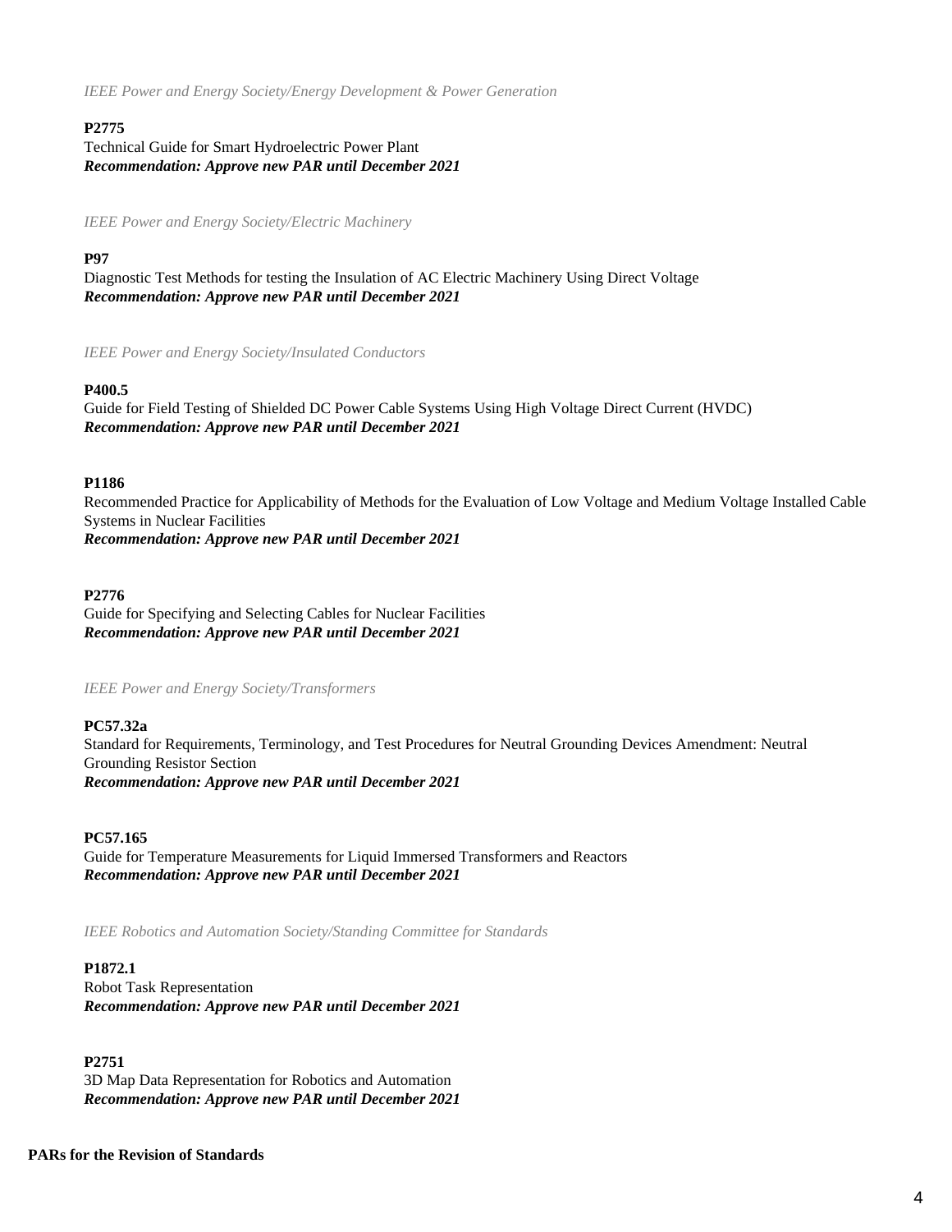*IEEE Power and Energy Society/Energy Development & Power Generation*

**P2775**
Technical Guide for Smart Hydroelectric Power Plant
***Recommendation: Approve new PAR until December 2021***

*IEEE Power and Energy Society/Electric Machinery*

**P97**
Diagnostic Test Methods for testing the Insulation of AC Electric Machinery Using Direct Voltage
***Recommendation: Approve new PAR until December 2021***

*IEEE Power and Energy Society/Insulated Conductors*

**P400.5**
Guide for Field Testing of Shielded DC Power Cable Systems Using High Voltage Direct Current (HVDC)
***Recommendation: Approve new PAR until December 2021***

**P1186**
Recommended Practice for Applicability of Methods for the Evaluation of Low Voltage and Medium Voltage Installed Cable Systems in Nuclear Facilities
***Recommendation: Approve new PAR until December 2021***

**P2776**
Guide for Specifying and Selecting Cables for Nuclear Facilities
***Recommendation: Approve new PAR until December 2021***

*IEEE Power and Energy Society/Transformers*

**PC57.32a**
Standard for Requirements, Terminology, and Test Procedures for Neutral Grounding Devices Amendment: Neutral Grounding Resistor Section
***Recommendation: Approve new PAR until December 2021***

**PC57.165**
Guide for Temperature Measurements for Liquid Immersed Transformers and Reactors
***Recommendation: Approve new PAR until December 2021***

*IEEE Robotics and Automation Society/Standing Committee for Standards*

**P1872.1**
Robot Task Representation
***Recommendation: Approve new PAR until December 2021***

**P2751**
3D Map Data Representation for Robotics and Automation
***Recommendation: Approve new PAR until December 2021***

**PARs for the Revision of Standards**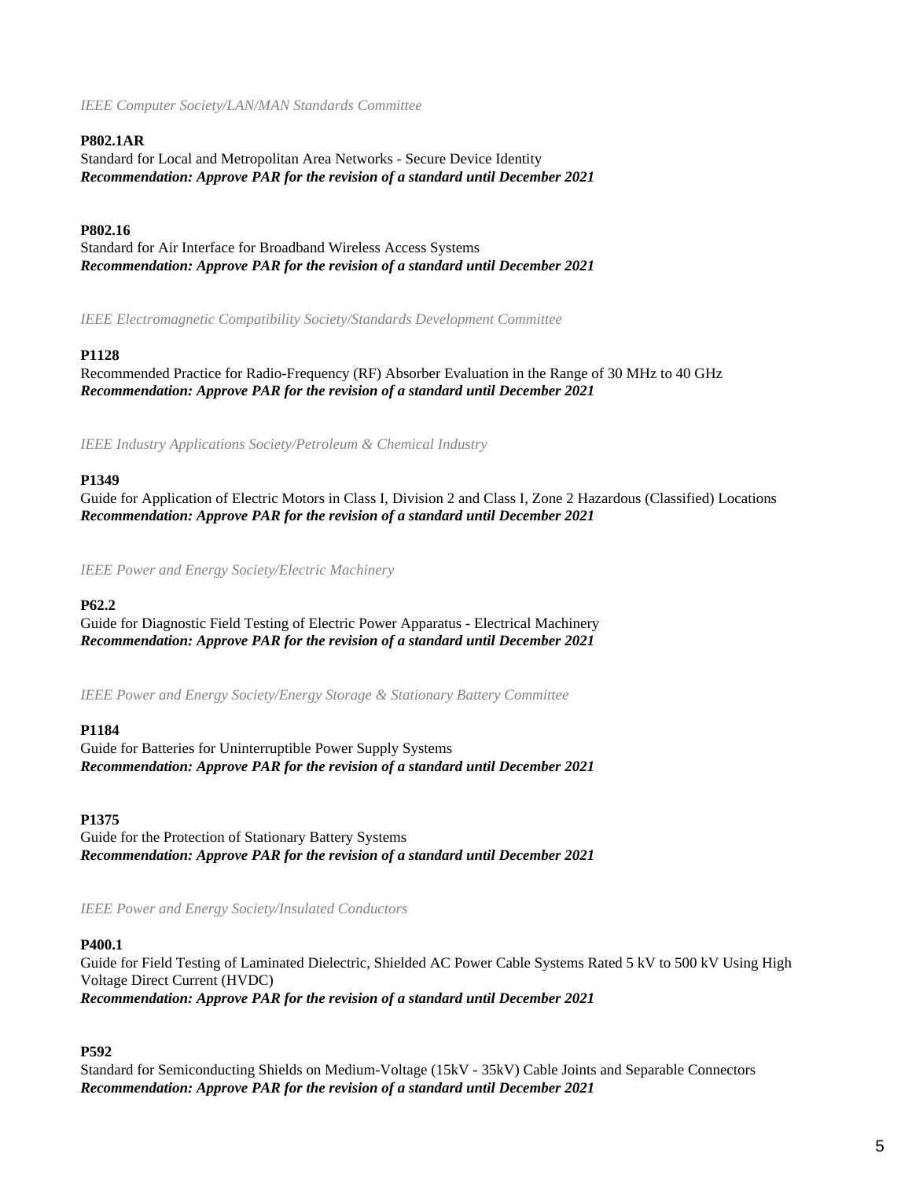*IEEE Computer Society/LAN/MAN Standards Committee*

**P802.1AR**
Standard for Local and Metropolitan Area Networks - Secure Device Identity
***Recommendation: Approve PAR for the revision of a standard until December 2021***

**P802.16**
Standard for Air Interface for Broadband Wireless Access Systems
***Recommendation: Approve PAR for the revision of a standard until December 2021***

*IEEE Electromagnetic Compatibility Society/Standards Development Committee*

**P1128**
Recommended Practice for Radio-Frequency (RF) Absorber Evaluation in the Range of 30 MHz to 40 GHz
***Recommendation: Approve PAR for the revision of a standard until December 2021***

*IEEE Industry Applications Society/Petroleum & Chemical Industry*

**P1349**
Guide for Application of Electric Motors in Class I, Division 2 and Class I, Zone 2 Hazardous (Classified) Locations
***Recommendation: Approve PAR for the revision of a standard until December 2021***

*IEEE Power and Energy Society/Electric Machinery*

**P62.2**
Guide for Diagnostic Field Testing of Electric Power Apparatus - Electrical Machinery
***Recommendation: Approve PAR for the revision of a standard until December 2021***

*IEEE Power and Energy Society/Energy Storage & Stationary Battery Committee*

**P1184**
Guide for Batteries for Uninterruptible Power Supply Systems
***Recommendation: Approve PAR for the revision of a standard until December 2021***

**P1375**
Guide for the Protection of Stationary Battery Systems
***Recommendation: Approve PAR for the revision of a standard until December 2021***

*IEEE Power and Energy Society/Insulated Conductors*

**P400.1**
Guide for Field Testing of Laminated Dielectric, Shielded AC Power Cable Systems Rated 5 kV to 500 kV Using High Voltage Direct Current (HVDC)
***Recommendation: Approve PAR for the revision of a standard until December 2021***

**P592**
Standard for Semiconducting Shields on Medium-Voltage (15kV - 35kV) Cable Joints and Separable Connectors
***Recommendation: Approve PAR for the revision of a standard until December 2021***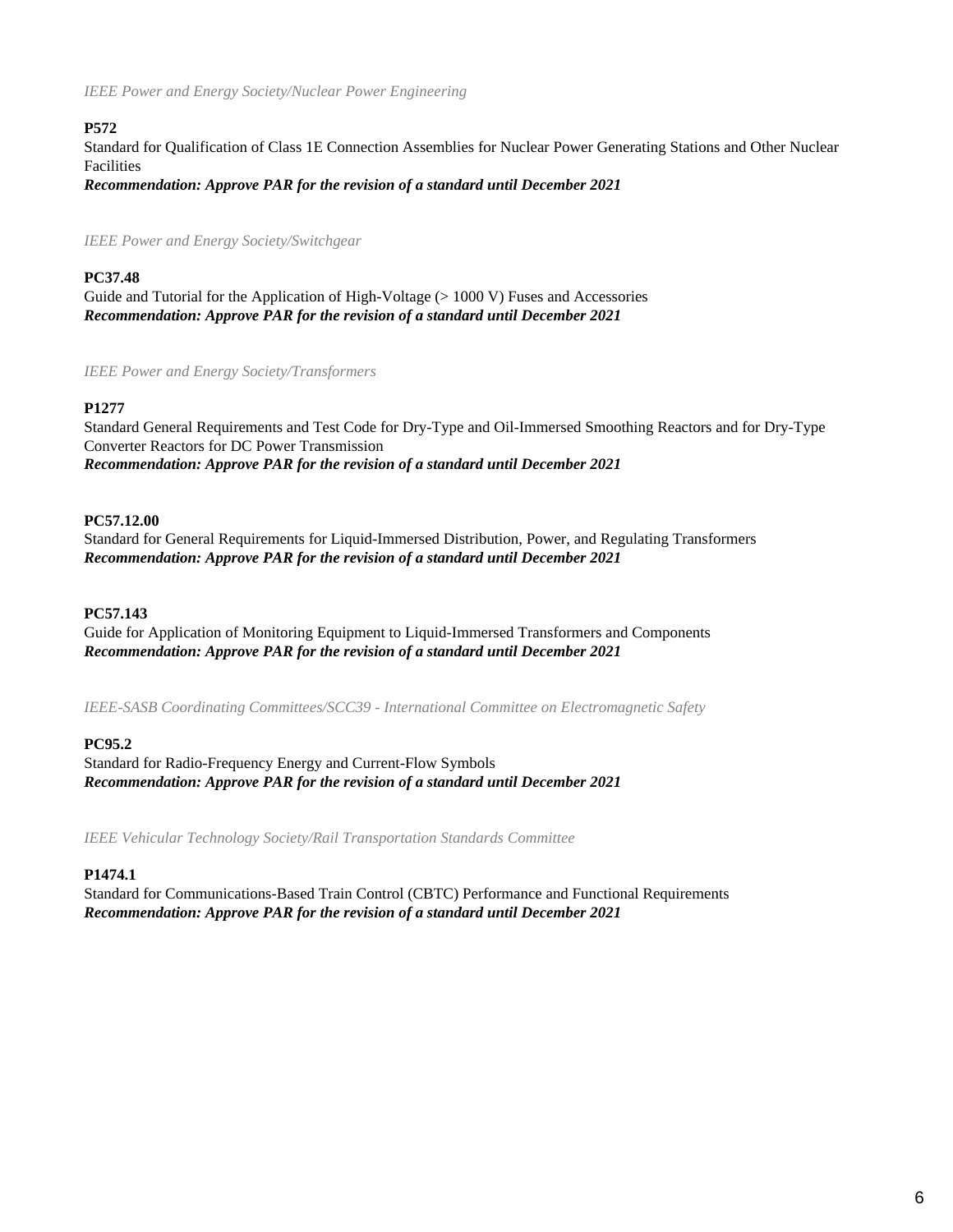*IEEE Power and Energy Society/Nuclear Power Engineering*

**P572**

Standard for Qualification of Class 1E Connection Assemblies for Nuclear Power Generating Stations and Other Nuclear Facilities

***Recommendation: Approve PAR for the revision of a standard until December 2021***

*IEEE Power and Energy Society/Switchgear*

**PC37.48**

Guide and Tutorial for the Application of High-Voltage (> 1000 V) Fuses and Accessories

***Recommendation: Approve PAR for the revision of a standard until December 2021***

*IEEE Power and Energy Society/Transformers*

**P1277**

Standard General Requirements and Test Code for Dry-Type and Oil-Immersed Smoothing Reactors and for Dry-Type Converter Reactors for DC Power Transmission

***Recommendation: Approve PAR for the revision of a standard until December 2021***

**PC57.12.00**

Standard for General Requirements for Liquid-Immersed Distribution, Power, and Regulating Transformers

***Recommendation: Approve PAR for the revision of a standard until December 2021***

**PC57.143**

Guide for Application of Monitoring Equipment to Liquid-Immersed Transformers and Components

***Recommendation: Approve PAR for the revision of a standard until December 2021***

*IEEE-SASB Coordinating Committees/SCC39 - International Committee on Electromagnetic Safety*

**PC95.2**

Standard for Radio-Frequency Energy and Current-Flow Symbols

***Recommendation: Approve PAR for the revision of a standard until December 2021***

*IEEE Vehicular Technology Society/Rail Transportation Standards Committee*

**P1474.1**

Standard for Communications-Based Train Control (CBTC) Performance and Functional Requirements

***Recommendation: Approve PAR for the revision of a standard until December 2021***